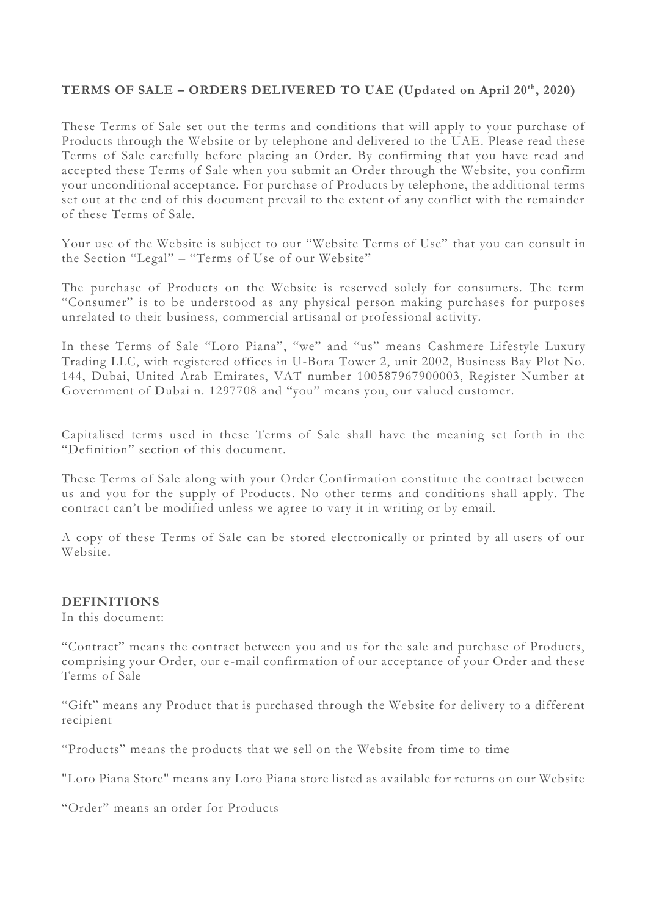**TERMS OF SALE – ORDERS DELIVERED TO UAE (Updated on April 20th, 2020)**

These Terms of Sale set out the terms and conditions that will apply to your purchase of Products through the Website or by telephone and delivered to the UAE. Please read these Terms of Sale carefully before placing an Order. By confirming that you have read and accepted these Terms of Sale when you submit an Order through the Website, you confirm your unconditional acceptance. For purchase of Products by telephone, the additional terms set out at the end of this document prevail to the extent of any conflict with the remainder of these Terms of Sale.

Your use of the Website is subject to our "Website Terms of Use" that you can consult in the Section "Legal" – "Terms of Use of our Website"

The purchase of Products on the Website is reserved solely for consumers. The term "Consumer" is to be understood as any physical person making purchases for purposes unrelated to their business, commercial artisanal or professional activity.

In these Terms of Sale "Loro Piana", "we" and "us" means Cashmere Lifestyle Luxury Trading LLC, with registered offices in U-Bora Tower 2, unit 2002, Business Bay Plot No. 144, Dubai, United Arab Emirates, VAT number 100587967900003, Register Number at Government of Dubai n. 1297708 and "you" means you, our valued customer.

Capitalised terms used in these Terms of Sale shall have the meaning set forth in the "Definition" section of this document.

These Terms of Sale along with your Order Confirmation constitute the contract between us and you for the supply of Products. No other terms and conditions shall apply. The contract can't be modified unless we agree to vary it in writing or by email.

A copy of these Terms of Sale can be stored electronically or printed by all users of our Website.

**DEFINITIONS**

In this document:

"Contract" means the contract between you and us for the sale and purchase of Products, comprising your Order, our e-mail confirmation of our acceptance of your Order and these Terms of Sale

"Gift" means any Product that is purchased through the Website for delivery to a different recipient

"Products" means the products that we sell on the Website from time to time

"Loro Piana Store" means any Loro Piana store listed as available for returns on our Website

"Order" means an order for Products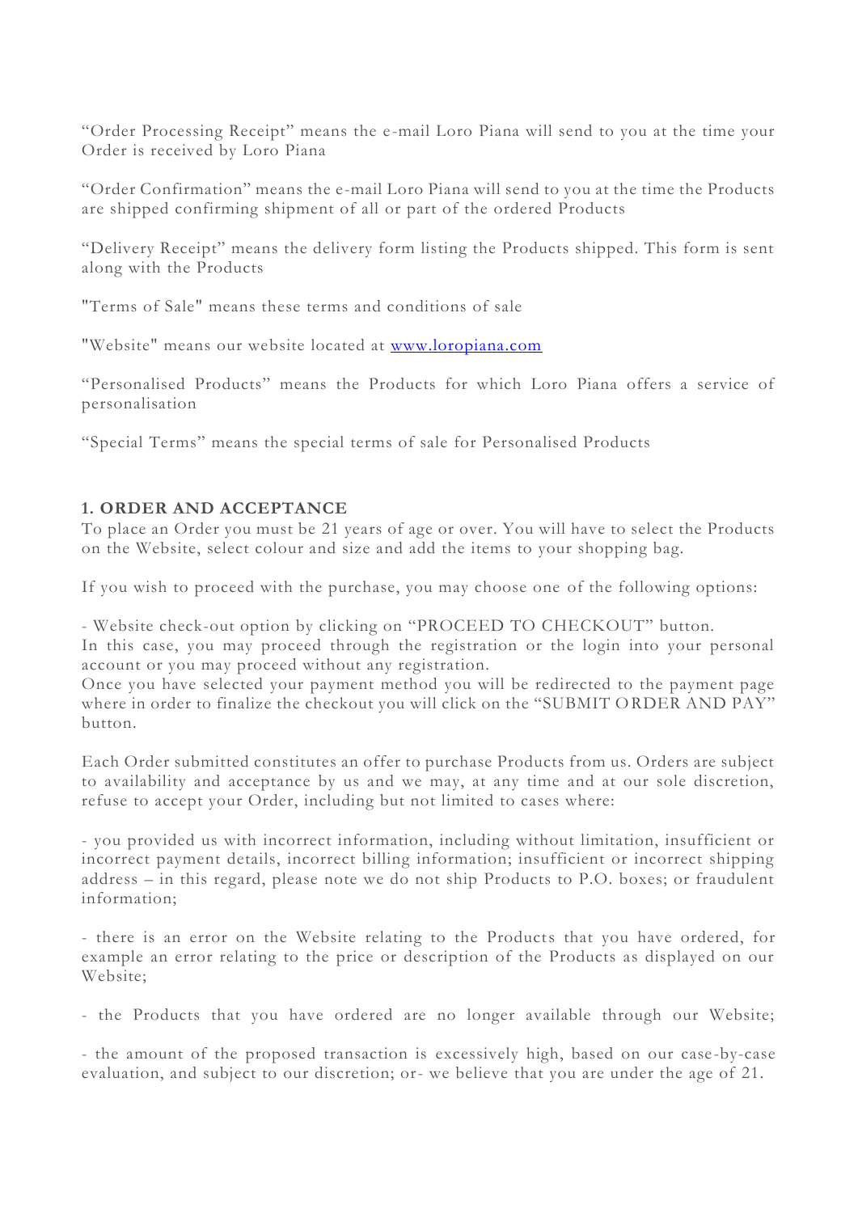"Order Processing Receipt" means the e-mail Loro Piana will send to you at the time your Order is received by Loro Piana

"Order Confirmation" means the e-mail Loro Piana will send to you at the time the Products are shipped confirming shipment of all or part of the ordered Products

"Delivery Receipt" means the delivery form listing the Products shipped. This form is sent along with the Products

"Terms of Sale" means these terms and conditions of sale

"Website" means our website located at [www.loropiana.com](http://www.loropiana.com)

"Personalised Products" means the Products for which Loro Piana offers a service of personalisation

"Special Terms" means the special terms of sale for Personalised Products

## 1. ORDER AND ACCEPTANCE

To place an Order you must be 21 years of age or over. You will have to select the Products on the Website, select colour and size and add the items to your shopping bag.

If you wish to proceed with the purchase, you may choose one of the following options:

- Website check-out option by clicking on "PROCEED TO CHECKOUT" button.
In this case, you may proceed through the registration or the login into your personal account or you may proceed without any registration.
Once you have selected your payment method you will be redirected to the payment page where in order to finalize the checkout you will click on the "SUBMIT ORDER AND PAY" button.

Each Order submitted constitutes an offer to purchase Products from us. Orders are subject to availability and acceptance by us and we may, at any time and at our sole discretion, refuse to accept your Order, including but not limited to cases where:

- you provided us with incorrect information, including without limitation, insufficient or incorrect payment details, incorrect billing information; insufficient or incorrect shipping address – in this regard, please note we do not ship Products to P.O. boxes; or fraudulent information;

- there is an error on the Website relating to the Products that you have ordered, for example an error relating to the price or description of the Products as displayed on our Website;

- the Products that you have ordered are no longer available through our Website;

- the amount of the proposed transaction is excessively high, based on our case-by-case evaluation, and subject to our discretion; or- we believe that you are under the age of 21.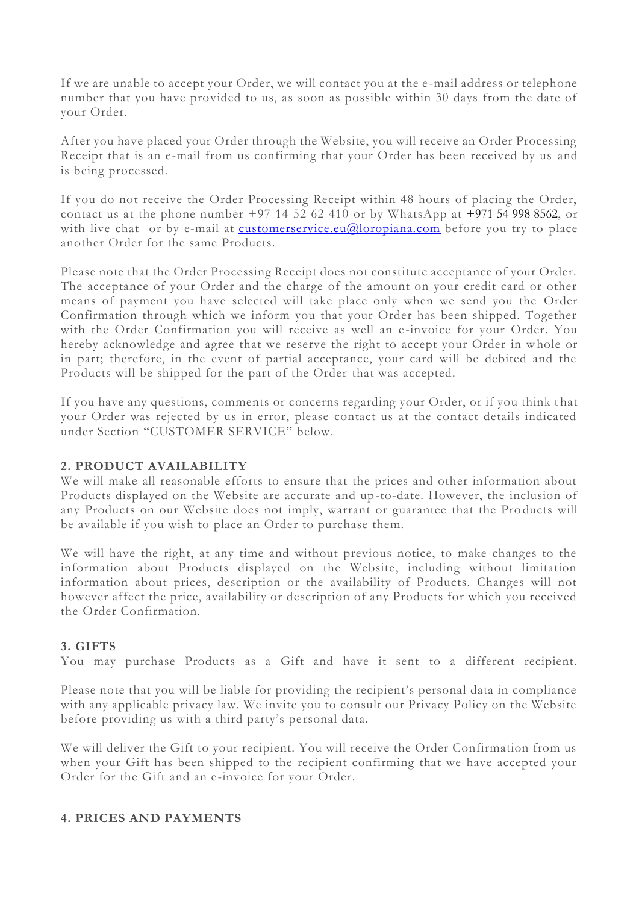If we are unable to accept your Order, we will contact you at the e-mail address or telephone number that you have provided to us, as soon as possible within 30 days from the date of your Order.

After you have placed your Order through the Website, you will receive an Order Processing Receipt that is an e-mail from us confirming that your Order has been received by us and is being processed.

If you do not receive the Order Processing Receipt within 48 hours of placing the Order, contact us at the phone number +97 14 52 62 410 or by WhatsApp at +971 54 998 8562, or with live chat or by e-mail at customerservice.eu@loropiana.com before you try to place another Order for the same Products.

Please note that the Order Processing Receipt does not constitute acceptance of your Order. The acceptance of your Order and the charge of the amount on your credit card or other means of payment you have selected will take place only when we send you the Order Confirmation through which we inform you that your Order has been shipped. Together with the Order Confirmation you will receive as well an e-invoice for your Order. You hereby acknowledge and agree that we reserve the right to accept your Order in whole or in part; therefore, in the event of partial acceptance, your card will be debited and the Products will be shipped for the part of the Order that was accepted.

If you have any questions, comments or concerns regarding your Order, or if you think that your Order was rejected by us in error, please contact us at the contact details indicated under Section "CUSTOMER SERVICE" below.

**2. PRODUCT AVAILABILITY**

We will make all reasonable efforts to ensure that the prices and other information about Products displayed on the Website are accurate and up-to-date. However, the inclusion of any Products on our Website does not imply, warrant or guarantee that the Products will be available if you wish to place an Order to purchase them.

We will have the right, at any time and without previous notice, to make changes to the information about Products displayed on the Website, including without limitation information about prices, description or the availability of Products. Changes will not however affect the price, availability or description of any Products for which you received the Order Confirmation.

**3. GIFTS**

You may purchase Products as a Gift and have it sent to a different recipient.

Please note that you will be liable for providing the recipient's personal data in compliance with any applicable privacy law. We invite you to consult our Privacy Policy on the Website before providing us with a third party's personal data.

We will deliver the Gift to your recipient. You will receive the Order Confirmation from us when your Gift has been shipped to the recipient confirming that we have accepted your Order for the Gift and an e-invoice for your Order.

**4. PRICES AND PAYMENTS**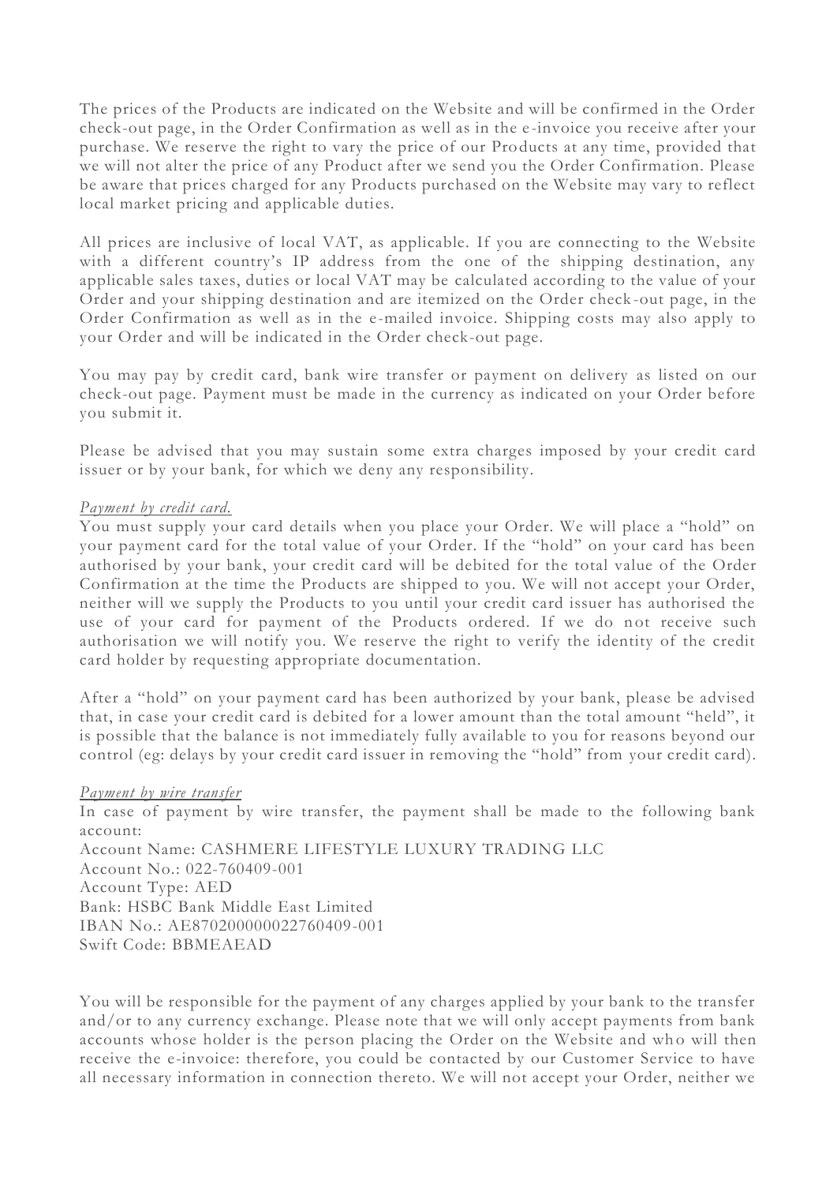The prices of the Products are indicated on the Website and will be confirmed in the Order check-out page, in the Order Confirmation as well as in the e-invoice you receive after your purchase. We reserve the right to vary the price of our Products at any time, provided that we will not alter the price of any Product after we send you the Order Confirmation. Please be aware that prices charged for any Products purchased on the Website may vary to reflect local market pricing and applicable duties.

All prices are inclusive of local VAT, as applicable. If you are connecting to the Website with a different country's IP address from the one of the shipping destination, any applicable sales taxes, duties or local VAT may be calculated according to the value of your Order and your shipping destination and are itemized on the Order check-out page, in the Order Confirmation as well as in the e-mailed invoice. Shipping costs may also apply to your Order and will be indicated in the Order check-out page.

You may pay by credit card, bank wire transfer or payment on delivery as listed on our check-out page. Payment must be made in the currency as indicated on your Order before you submit it.

Please be advised that you may sustain some extra charges imposed by your credit card issuer or by your bank, for which we deny any responsibility.

*Payment by credit card.*

You must supply your card details when you place your Order. We will place a "hold" on your payment card for the total value of your Order. If the "hold" on your card has been authorised by your bank, your credit card will be debited for the total value of the Order Confirmation at the time the Products are shipped to you. We will not accept your Order, neither will we supply the Products to you until your credit card issuer has authorised the use of your card for payment of the Products ordered. If we do not receive such authorisation we will notify you. We reserve the right to verify the identity of the credit card holder by requesting appropriate documentation.

After a "hold" on your payment card has been authorized by your bank, please be advised that, in case your credit card is debited for a lower amount than the total amount "held", it is possible that the balance is not immediately fully available to you for reasons beyond our control (eg: delays by your credit card issuer in removing the "hold" from your credit card).

*Payment by wire transfer*

In case of payment by wire transfer, the payment shall be made to the following bank account:
Account Name: CASHMERE LIFESTYLE LUXURY TRADING LLC
Account No.: 022-760409-001
Account Type: AED
Bank: HSBC Bank Middle East Limited
IBAN No.: AE870200000022760409-001
Swift Code: BBMEAEAD

You will be responsible for the payment of any charges applied by your bank to the transfer and/or to any currency exchange. Please note that we will only accept payments from bank accounts whose holder is the person placing the Order on the Website and who will then receive the e-invoice: therefore, you could be contacted by our Customer Service to have all necessary information in connection thereto. We will not accept your Order, neither we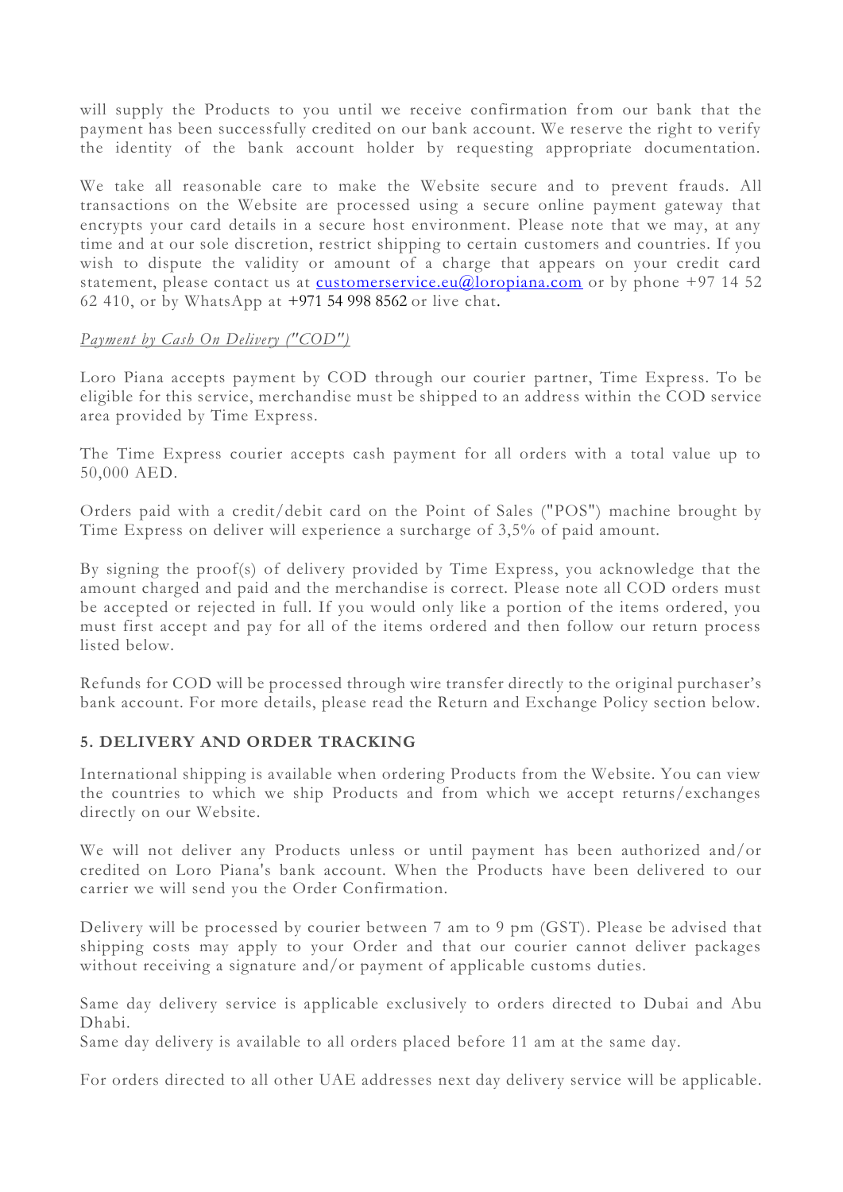will supply the Products to you until we receive confirmation from our bank that the payment has been successfully credited on our bank account. We reserve the right to verify the identity of the bank account holder by requesting appropriate documentation.

We take all reasonable care to make the Website secure and to prevent frauds. All transactions on the Website are processed using a secure online payment gateway that encrypts your card details in a secure host environment. Please note that we may, at any time and at our sole discretion, restrict shipping to certain customers and countries. If you wish to dispute the validity or amount of a charge that appears on your credit card statement, please contact us at customerservice.eu@loropiana.com or by phone +97 14 52 62 410, or by WhatsApp at +971 54 998 8562 or live chat.

*Payment by Cash On Delivery ("COD")*

Loro Piana accepts payment by COD through our courier partner, Time Express. To be eligible for this service, merchandise must be shipped to an address within the COD service area provided by Time Express.

The Time Express courier accepts cash payment for all orders with a total value up to 50,000 AED.

Orders paid with a credit/debit card on the Point of Sales ("POS") machine brought by Time Express on deliver will experience a surcharge of 3,5% of paid amount.

By signing the proof(s) of delivery provided by Time Express, you acknowledge that the amount charged and paid and the merchandise is correct. Please note all COD orders must be accepted or rejected in full. If you would only like a portion of the items ordered, you must first accept and pay for all of the items ordered and then follow our return process listed below.

Refunds for COD will be processed through wire transfer directly to the original purchaser's bank account. For more details, please read the Return and Exchange Policy section below.

## 5. DELIVERY AND ORDER TRACKING

International shipping is available when ordering Products from the Website. You can view the countries to which we ship Products and from which we accept returns/exchanges directly on our Website.

We will not deliver any Products unless or until payment has been authorized and/or credited on Loro Piana's bank account. When the Products have been delivered to our carrier we will send you the Order Confirmation.

Delivery will be processed by courier between 7 am to 9 pm (GST). Please be advised that shipping costs may apply to your Order and that our courier cannot deliver packages without receiving a signature and/or payment of applicable customs duties.

Same day delivery service is applicable exclusively to orders directed to Dubai and Abu Dhabi.
Same day delivery is available to all orders placed before 11 am at the same day.

For orders directed to all other UAE addresses next day delivery service will be applicable.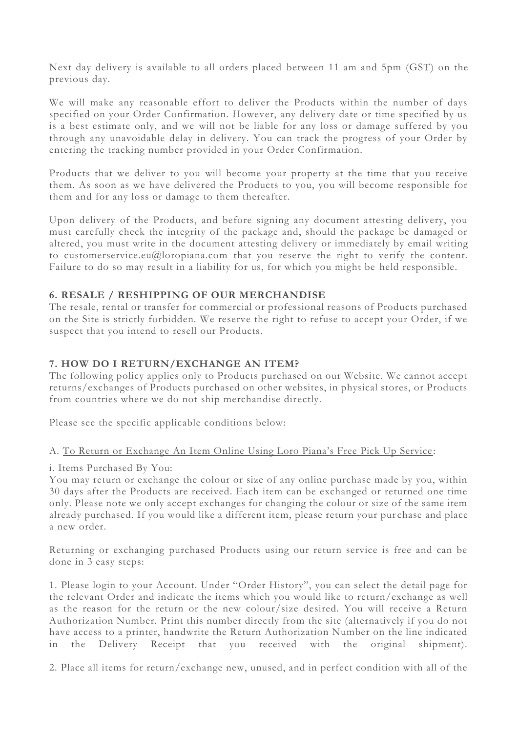Next day delivery is available to all orders placed between 11 am and 5pm (GST) on the previous day.

We will make any reasonable effort to deliver the Products within the number of days specified on your Order Confirmation. However, any delivery date or time specified by us is a best estimate only, and we will not be liable for any loss or damage suffered by you through any unavoidable delay in delivery. You can track the progress of your Order by entering the tracking number provided in your Order Confirmation.

Products that we deliver to you will become your property at the time that you receive them. As soon as we have delivered the Products to you, you will become responsible for them and for any loss or damage to them thereafter.

Upon delivery of the Products, and before signing any document attesting delivery, you must carefully check the integrity of the package and, should the package be damaged or altered, you must write in the document attesting delivery or immediately by email writing to customerservice.eu@loropiana.com that you reserve the right to verify the content. Failure to do so may result in a liability for us, for which you might be held responsible.

## 6. RESALE / RESHIPPING OF OUR MERCHANDISE

The resale, rental or transfer for commercial or professional reasons of Products purchased on the Site is strictly forbidden. We reserve the right to refuse to accept your Order, if we suspect that you intend to resell our Products.

## 7. HOW DO I RETURN/EXCHANGE AN ITEM?

The following policy applies only to Products purchased on our Website. We cannot accept returns/exchanges of Products purchased on other websites, in physical stores, or Products from countries where we do not ship merchandise directly.

Please see the specific applicable conditions below:

A. To Return or Exchange An Item Online Using Loro Piana's Free Pick Up Service:

i. Items Purchased By You:

You may return or exchange the colour or size of any online purchase made by you, within 30 days after the Products are received. Each item can be exchanged or returned one time only. Please note we only accept exchanges for changing the colour or size of the same item already purchased. If you would like a different item, please return your purchase and place a new order.

Returning or exchanging purchased Products using our return service is free and can be done in 3 easy steps:

1. Please login to your Account. Under "Order History", you can select the detail page for the relevant Order and indicate the items which you would like to return/exchange as well as the reason for the return or the new colour/size desired. You will receive a Return Authorization Number. Print this number directly from the site (alternatively if you do not have access to a printer, handwrite the Return Authorization Number on the line indicated in the Delivery Receipt that you received with the original shipment).

2. Place all items for return/exchange new, unused, and in perfect condition with all of the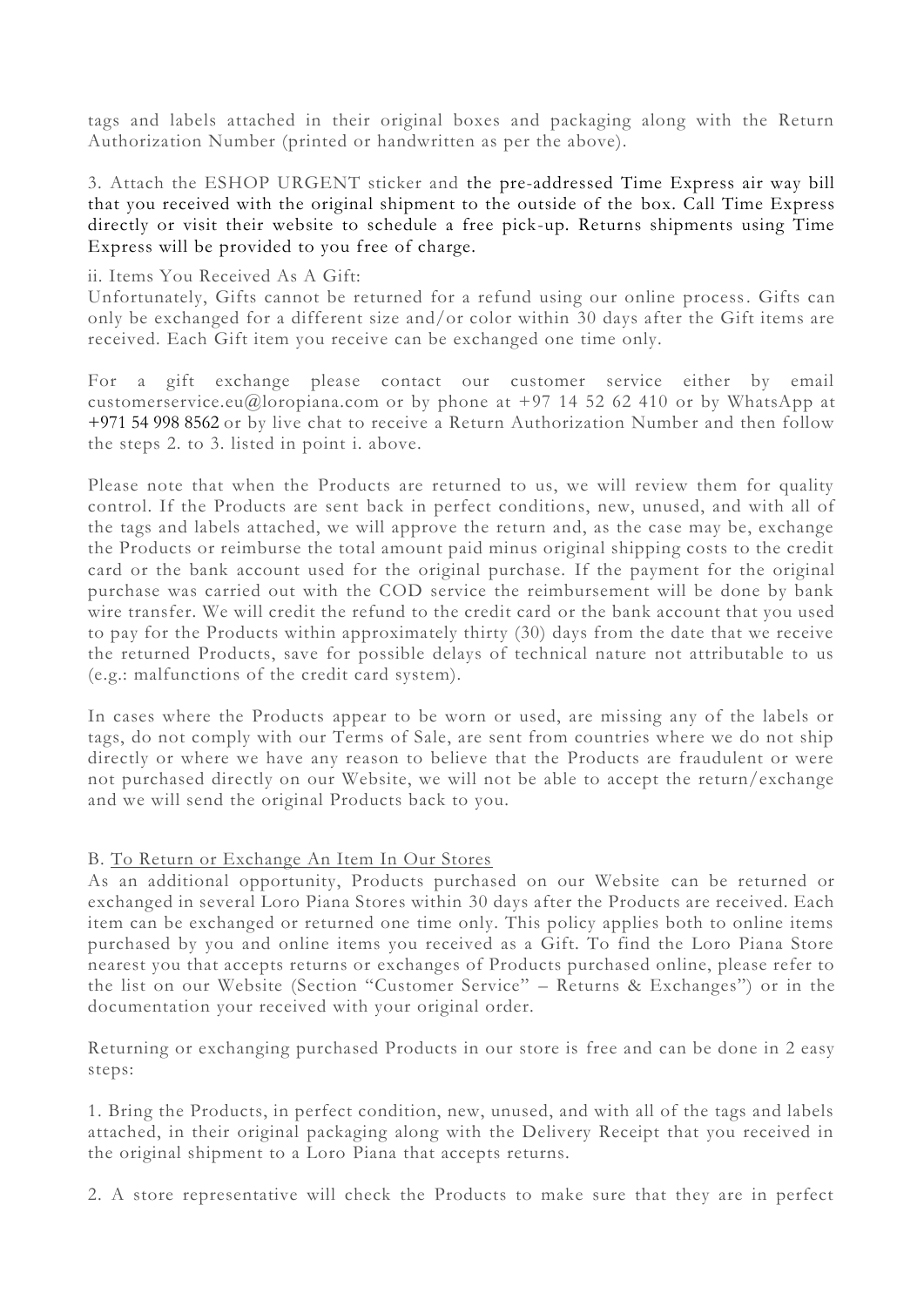tags and labels attached in their original boxes and packaging along with the Return Authorization Number (printed or handwritten as per the above).

3. Attach the ESHOP URGENT sticker and the pre-addressed Time Express air way bill that you received with the original shipment to the outside of the box. Call Time Express directly or visit their website to schedule a free pick-up. Returns shipments using Time Express will be provided to you free of charge.

ii. Items You Received As A Gift:
Unfortunately, Gifts cannot be returned for a refund using our online process. Gifts can only be exchanged for a different size and/or color within 30 days after the Gift items are received. Each Gift item you receive can be exchanged one time only.

For a gift exchange please contact our customer service either by email customerservice.eu@loropiana.com or by phone at +97 14 52 62 410 or by WhatsApp at +971 54 998 8562 or by live chat to receive a Return Authorization Number and then follow the steps 2. to 3. listed in point i. above.

Please note that when the Products are returned to us, we will review them for quality control. If the Products are sent back in perfect conditions, new, unused, and with all of the tags and labels attached, we will approve the return and, as the case may be, exchange the Products or reimburse the total amount paid minus original shipping costs to the credit card or the bank account used for the original purchase. If the payment for the original purchase was carried out with the COD service the reimbursement will be done by bank wire transfer. We will credit the refund to the credit card or the bank account that you used to pay for the Products within approximately thirty (30) days from the date that we receive the returned Products, save for possible delays of technical nature not attributable to us (e.g.: malfunctions of the credit card system).

In cases where the Products appear to be worn or used, are missing any of the labels or tags, do not comply with our Terms of Sale, are sent from countries where we do not ship directly or where we have any reason to believe that the Products are fraudulent or were not purchased directly on our Website, we will not be able to accept the return/exchange and we will send the original Products back to you.

B. To Return or Exchange An Item In Our Stores

As an additional opportunity, Products purchased on our Website can be returned or exchanged in several Loro Piana Stores within 30 days after the Products are received. Each item can be exchanged or returned one time only. This policy applies both to online items purchased by you and online items you received as a Gift. To find the Loro Piana Store nearest you that accepts returns or exchanges of Products purchased online, please refer to the list on our Website (Section "Customer Service" – Returns & Exchanges") or in the documentation your received with your original order.

Returning or exchanging purchased Products in our store is free and can be done in 2 easy steps:

1. Bring the Products, in perfect condition, new, unused, and with all of the tags and labels attached, in their original packaging along with the Delivery Receipt that you received in the original shipment to a Loro Piana that accepts returns.

2. A store representative will check the Products to make sure that they are in perfect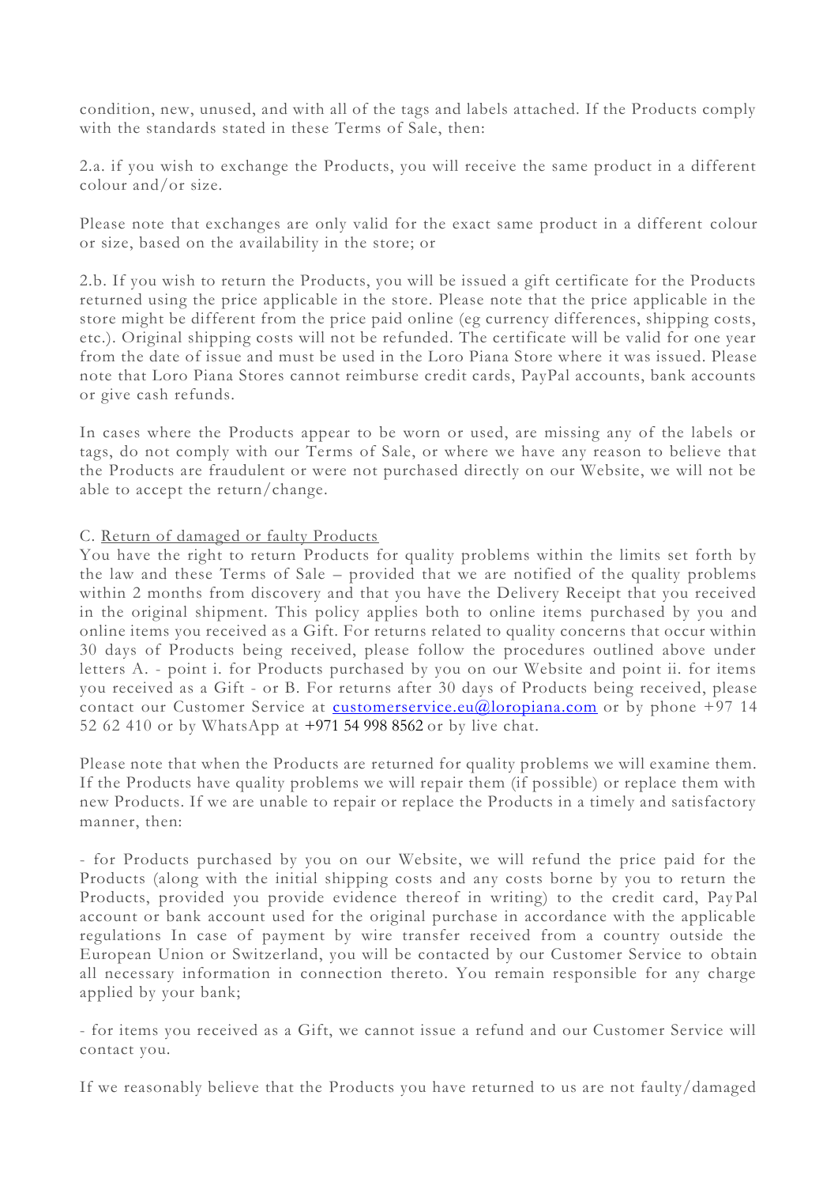condition, new, unused, and with all of the tags and labels attached. If the Products comply with the standards stated in these Terms of Sale, then:

2.a. if you wish to exchange the Products, you will receive the same product in a different colour and/or size.

Please note that exchanges are only valid for the exact same product in a different colour or size, based on the availability in the store; or

2.b. If you wish to return the Products, you will be issued a gift certificate for the Products returned using the price applicable in the store. Please note that the price applicable in the store might be different from the price paid online (eg currency differences, shipping costs, etc.). Original shipping costs will not be refunded. The certificate will be valid for one year from the date of issue and must be used in the Loro Piana Store where it was issued. Please note that Loro Piana Stores cannot reimburse credit cards, PayPal accounts, bank accounts or give cash refunds.

In cases where the Products appear to be worn or used, are missing any of the labels or tags, do not comply with our Terms of Sale, or where we have any reason to believe that the Products are fraudulent or were not purchased directly on our Website, we will not be able to accept the return/change.

C. Return of damaged or faulty Products

You have the right to return Products for quality problems within the limits set forth by the law and these Terms of Sale – provided that we are notified of the quality problems within 2 months from discovery and that you have the Delivery Receipt that you received in the original shipment. This policy applies both to online items purchased by you and online items you received as a Gift. For returns related to quality concerns that occur within 30 days of Products being received, please follow the procedures outlined above under letters A. - point i. for Products purchased by you on our Website and point ii. for items you received as a Gift - or B. For returns after 30 days of Products being received, please contact our Customer Service at customerservice.eu@loropiana.com or by phone +97 14 52 62 410 or by WhatsApp at +971 54 998 8562 or by live chat.

Please note that when the Products are returned for quality problems we will examine them. If the Products have quality problems we will repair them (if possible) or replace them with new Products. If we are unable to repair or replace the Products in a timely and satisfactory manner, then:

- for Products purchased by you on our Website, we will refund the price paid for the Products (along with the initial shipping costs and any costs borne by you to return the Products, provided you provide evidence thereof in writing) to the credit card, PayPal account or bank account used for the original purchase in accordance with the applicable regulations In case of payment by wire transfer received from a country outside the European Union or Switzerland, you will be contacted by our Customer Service to obtain all necessary information in connection thereto. You remain responsible for any charge applied by your bank;

- for items you received as a Gift, we cannot issue a refund and our Customer Service will contact you.

If we reasonably believe that the Products you have returned to us are not faulty/damaged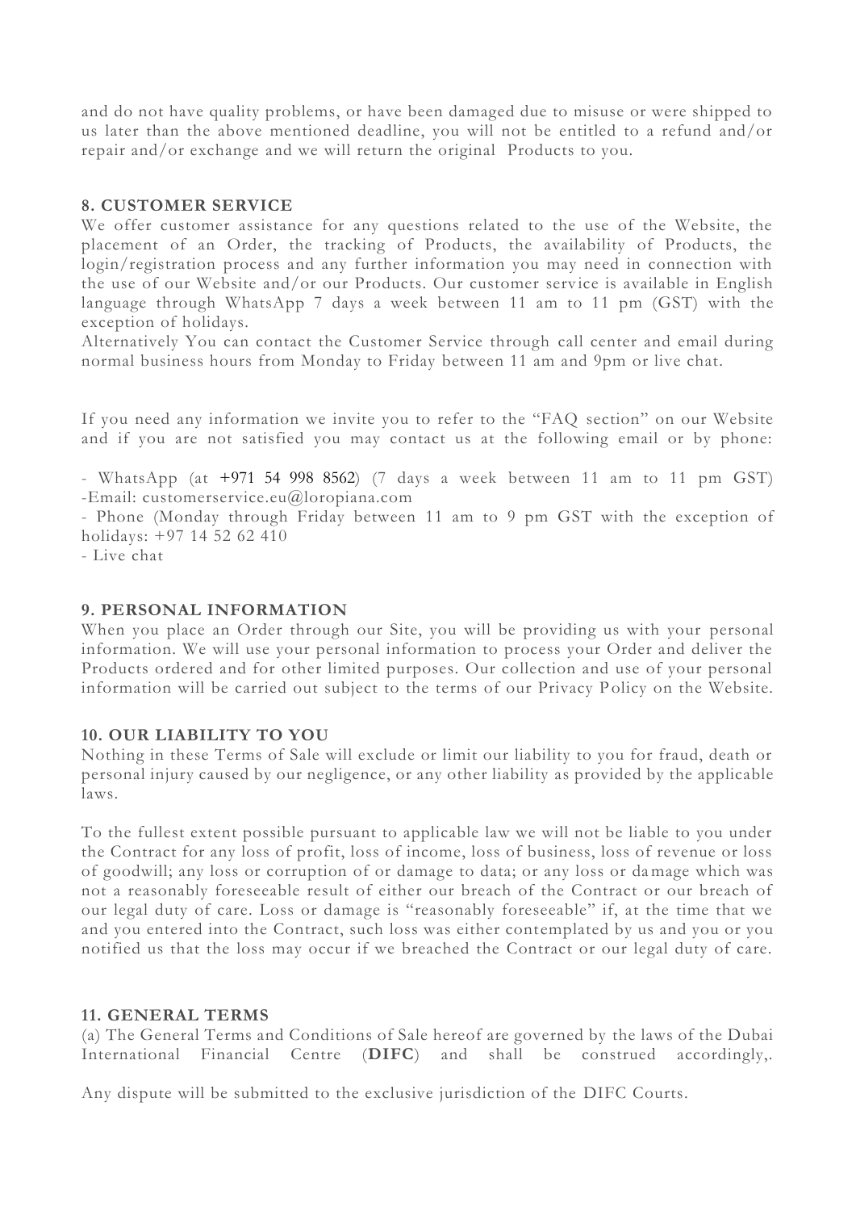and do not have quality problems, or have been damaged due to misuse or were shipped to us later than the above mentioned deadline, you will not be entitled to a refund and/or repair and/or exchange and we will return the original Products to you.

**8. CUSTOMER SERVICE**

We offer customer assistance for any questions related to the use of the Website, the placement of an Order, the tracking of Products, the availability of Products, the login/registration process and any further information you may need in connection with the use of our Website and/or our Products. Our customer service is available in English language through WhatsApp 7 days a week between 11 am to 11 pm (GST) with the exception of holidays.

Alternatively You can contact the Customer Service through call center and email during normal business hours from Monday to Friday between 11 am and 9pm or live chat.

If you need any information we invite you to refer to the "FAQ section" on our Website and if you are not satisfied you may contact us at the following email or by phone:

- WhatsApp (at +971 54 998 8562) (7 days a week between 11 am to 11 pm GST)
-Email: customerservice.eu@loropiana.com
- Phone (Monday through Friday between 11 am to 9 pm GST with the exception of holidays: +97 14 52 62 410
- Live chat

**9. PERSONAL INFORMATION**

When you place an Order through our Site, you will be providing us with your personal information. We will use your personal information to process your Order and deliver the Products ordered and for other limited purposes. Our collection and use of your personal information will be carried out subject to the terms of our Privacy Policy on the Website.

**10. OUR LIABILITY TO YOU**

Nothing in these Terms of Sale will exclude or limit our liability to you for fraud, death or personal injury caused by our negligence, or any other liability as provided by the applicable laws.

To the fullest extent possible pursuant to applicable law we will not be liable to you under the Contract for any loss of profit, loss of income, loss of business, loss of revenue or loss of goodwill; any loss or corruption of or damage to data; or any loss or damage which was not a reasonably foreseeable result of either our breach of the Contract or our breach of our legal duty of care. Loss or damage is "reasonably foreseeable" if, at the time that we and you entered into the Contract, such loss was either contemplated by us and you or you notified us that the loss may occur if we breached the Contract or our legal duty of care.

**11. GENERAL TERMS**

(a) The General Terms and Conditions of Sale hereof are governed by the laws of the Dubai International Financial Centre (**DIFC**) and shall be construed accordingly,.

Any dispute will be submitted to the exclusive jurisdiction of the DIFC Courts.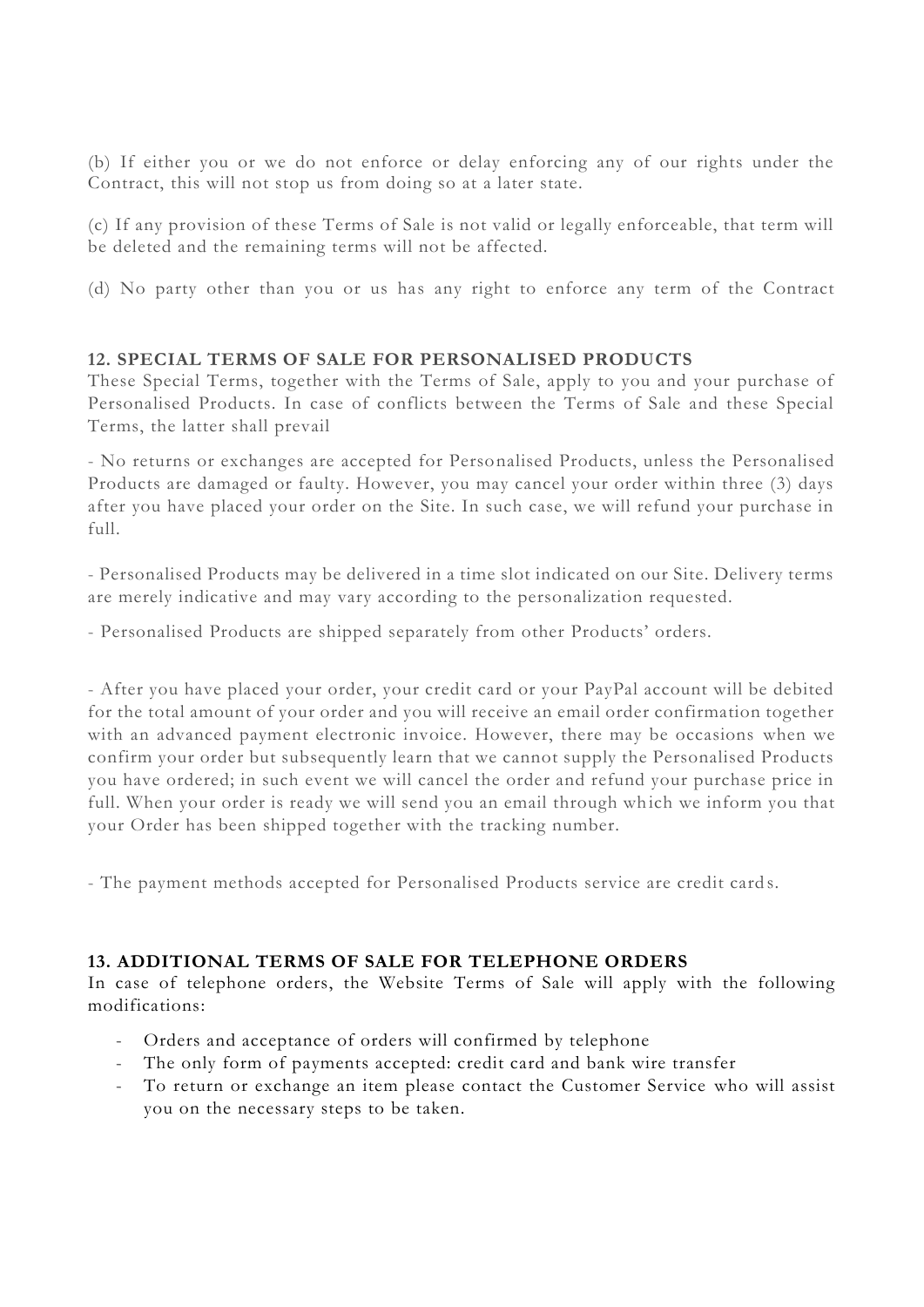(b) If either you or we do not enforce or delay enforcing any of our rights under the Contract, this will not stop us from doing so at a later state.

(c) If any provision of these Terms of Sale is not valid or legally enforceable, that term will be deleted and the remaining terms will not be affected.

(d) No party other than you or us has any right to enforce any term of the Contract

### 12. SPECIAL TERMS OF SALE FOR PERSONALISED PRODUCTS

These Special Terms, together with the Terms of Sale, apply to you and your purchase of Personalised Products. In case of conflicts between the Terms of Sale and these Special Terms, the latter shall prevail

- No returns or exchanges are accepted for Personalised Products, unless the Personalised Products are damaged or faulty. However, you may cancel your order within three (3) days after you have placed your order on the Site. In such case, we will refund your purchase in full.

- Personalised Products may be delivered in a time slot indicated on our Site. Delivery terms are merely indicative and may vary according to the personalization requested.

- Personalised Products are shipped separately from other Products' orders.

- After you have placed your order, your credit card or your PayPal account will be debited for the total amount of your order and you will receive an email order confirmation together with an advanced payment electronic invoice. However, there may be occasions when we confirm your order but subsequently learn that we cannot supply the Personalised Products you have ordered; in such event we will cancel the order and refund your purchase price in full. When your order is ready we will send you an email through which we inform you that your Order has been shipped together with the tracking number.

- The payment methods accepted for Personalised Products service are credit cards.

### 13. ADDITIONAL TERMS OF SALE FOR TELEPHONE ORDERS

In case of telephone orders, the Website Terms of Sale will apply with the following modifications:

- Orders and acceptance of orders will confirmed by telephone
- The only form of payments accepted: credit card and bank wire transfer
- To return or exchange an item please contact the Customer Service who will assist you on the necessary steps to be taken.